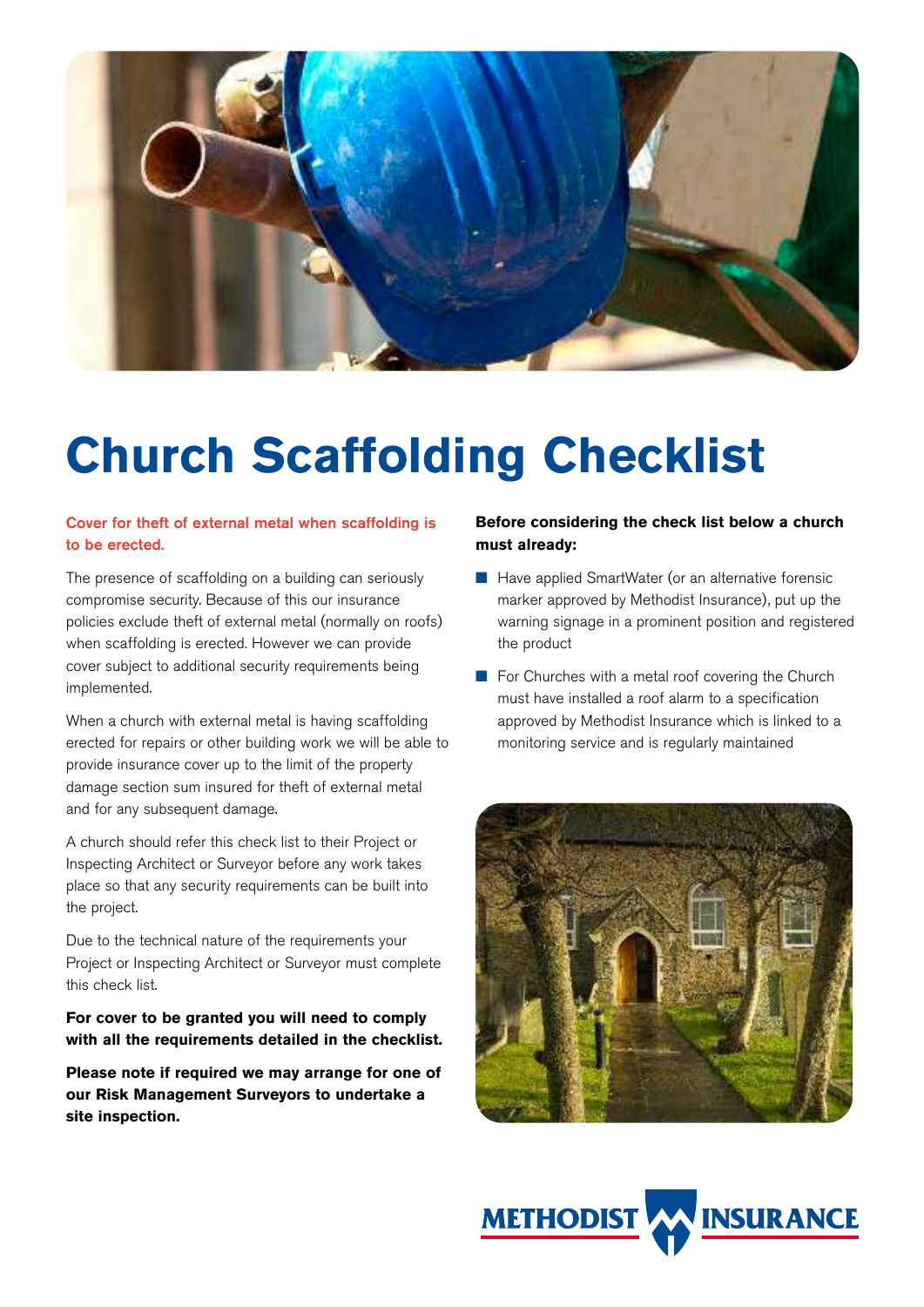# Church Scaffolding Checklist

**Cover for theft of external metal when scaffolding is to be erected.**

The presence of scaffolding on a building can seriously compromise security. Because of this our insurance policies exclude theft of external metal (normally on roofs) when scaffolding is erected. However we can provide cover subject to additional security requirements being implemented.

When a church with external metal is having scaffolding erected for repairs or other building work we will be able to provide insurance cover up to the limit of the property damage section sum insured for theft of external metal and for any subsequent damage.

A church should refer this check list to their Project or Inspecting Architect or Surveyor before any work takes place so that any security requirements can be built into the project.

Due to the technical nature of the requirements your Project or Inspecting Architect or Surveyor must complete this check list.

**For cover to be granted you will need to comply with all the requirements detailed in the checklist.**

**Please note if required we may arrange for one of our Risk Management Surveyors to undertake a site inspection.**

**Before considering the check list below a church must already:**

- Have applied SmartWater (or an alternative forensic marker approved by Methodist Insurance), put up the warning signage in a prominent position and registered the product
- For Churches with a metal roof covering the Church must have installed a roof alarm to a specification approved by Methodist Insurance which is linked to a monitoring service and is regularly maintained

METHODIST INSURANCE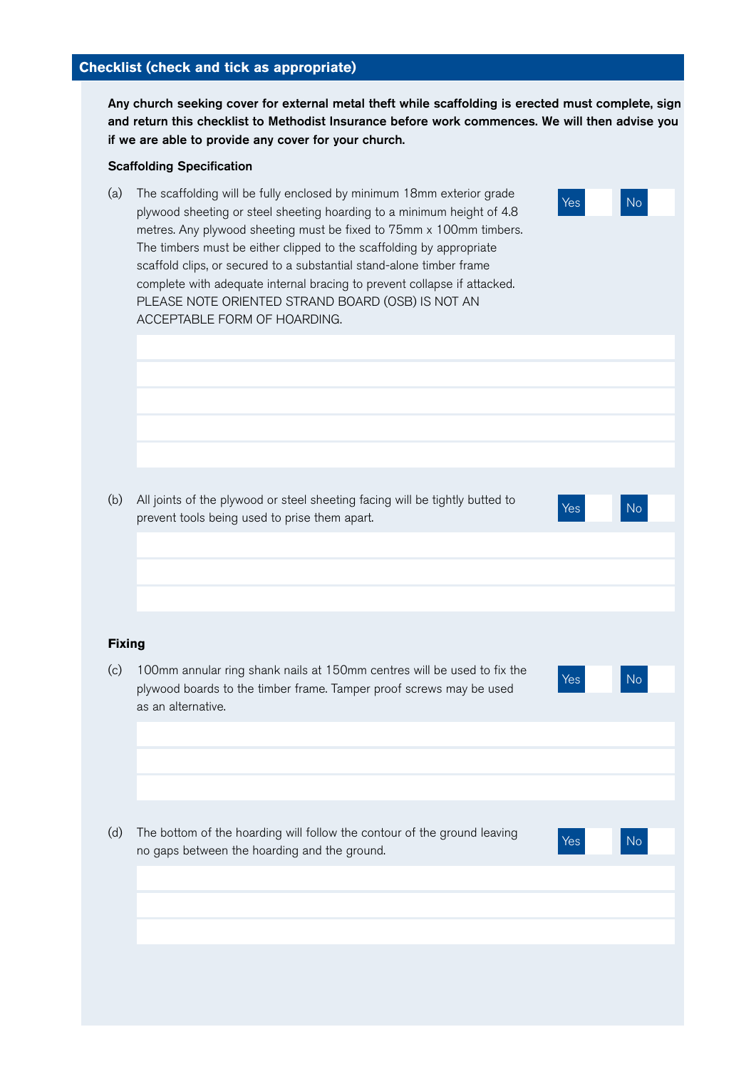## Checklist (check and tick as appropriate)

**Any church seeking cover for external metal theft while scaffolding is erected must complete, sign and return this checklist to Methodist Insurance before work commences. We will then advise you if we are able to provide any cover for your church.**

### Scaffolding Specification

(a) The scaffolding will be fully enclosed by minimum 18mm exterior grade plywood sheeting or steel sheeting hoarding to a minimum height of 4.8 metres. Any plywood sheeting must be fixed to 75mm x 100mm timbers. The timbers must be either clipped to the scaffolding by appropriate scaffold clips, or secured to a substantial stand-alone timber frame complete with adequate internal bracing to prevent collapse if attacked. PLEASE NOTE ORIENTED STRAND BOARD (OSB) IS NOT AN ACCEPTABLE FORM OF HOARDING.

Yes ☐ No ☐

(b) All joints of the plywood or steel sheeting facing will be tightly butted to prevent tools being used to prise them apart.

Yes ☐ No ☐

### Fixing

(c) 100mm annular ring shank nails at 150mm centres will be used to fix the plywood boards to the timber frame. Tamper proof screws may be used as an alternative.

Yes ☐ No ☐

(d) The bottom of the hoarding will follow the contour of the ground leaving no gaps between the hoarding and the ground.

Yes ☐ No ☐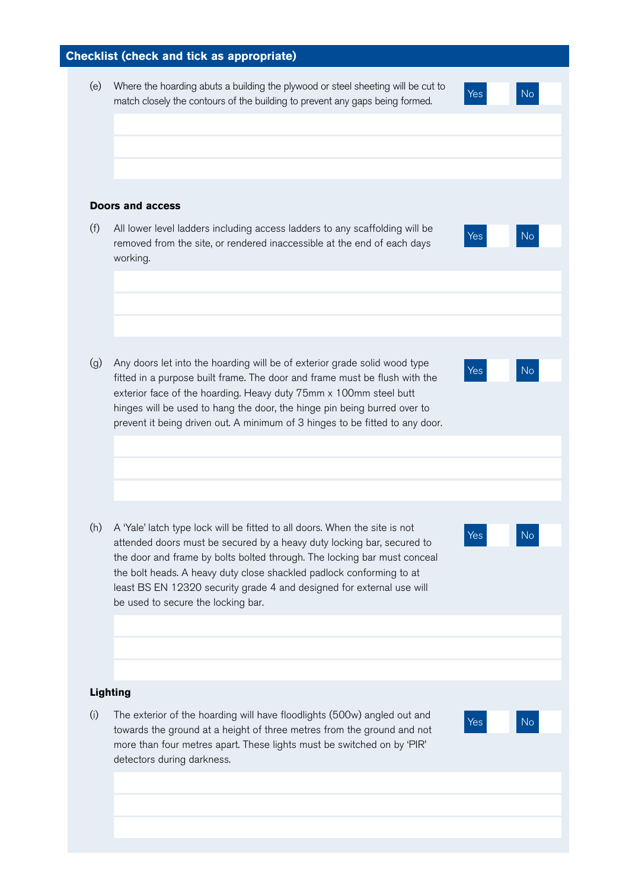## Checklist (check and tick as appropriate)

(e) Where the hoarding abuts a building the plywood or steel sheeting will be cut to match closely the contours of the building to prevent any gaps being formed.

Yes ☐ No ☐

**Doors and access**

(f) All lower level ladders including access ladders to any scaffolding will be removed from the site, or rendered inaccessible at the end of each days working.

Yes ☐ No ☐

(g) Any doors let into the hoarding will be of exterior grade solid wood type fitted in a purpose built frame. The door and frame must be flush with the exterior face of the hoarding. Heavy duty 75mm x 100mm steel butt hinges will be used to hang the door, the hinge pin being burred over to prevent it being driven out. A minimum of 3 hinges to be fitted to any door.

Yes ☐ No ☐

(h) A 'Yale' latch type lock will be fitted to all doors. When the site is not attended doors must be secured by a heavy duty locking bar, secured to the door and frame by bolts bolted through. The locking bar must conceal the bolt heads. A heavy duty close shackled padlock conforming to at least BS EN 12320 security grade 4 and designed for external use will be used to secure the locking bar.

Yes ☐ No ☐

**Lighting**

(i) The exterior of the hoarding will have floodlights (500w) angled out and towards the ground at a height of three metres from the ground and not more than four metres apart. These lights must be switched on by 'PIR' detectors during darkness.

Yes ☐ No ☐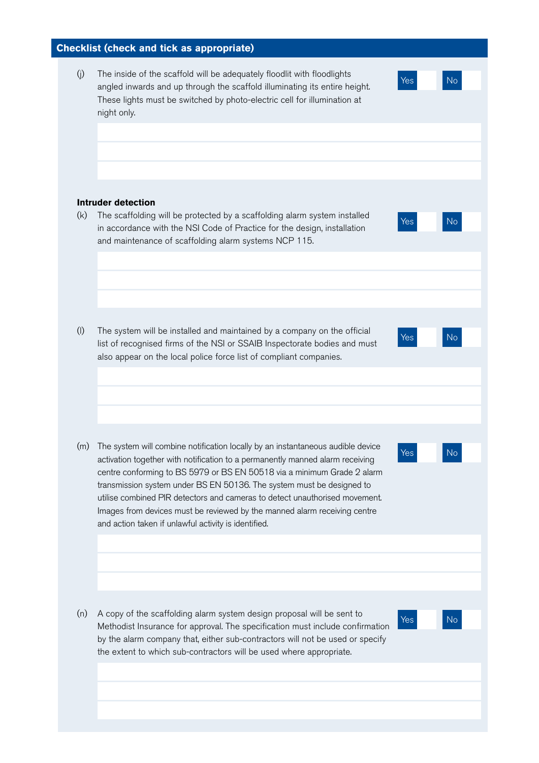## Checklist (check and tick as appropriate)

(j) The inside of the scaffold will be adequately floodlit with floodlights angled inwards and up through the scaffold illuminating its entire height. These lights must be switched by photo-electric cell for illumination at night only.

Yes ☐ No ☐

**Intruder detection**

(k) The scaffolding will be protected by a scaffolding alarm system installed in accordance with the NSI Code of Practice for the design, installation and maintenance of scaffolding alarm systems NCP 115.

Yes ☐ No ☐

(l) The system will be installed and maintained by a company on the official list of recognised firms of the NSI or SSAIB Inspectorate bodies and must also appear on the local police force list of compliant companies.

Yes ☐ No ☐

(m) The system will combine notification locally by an instantaneous audible device activation together with notification to a permanently manned alarm receiving centre conforming to BS 5979 or BS EN 50518 via a minimum Grade 2 alarm transmission system under BS EN 50136. The system must be designed to utilise combined PIR detectors and cameras to detect unauthorised movement. Images from devices must be reviewed by the manned alarm receiving centre and action taken if unlawful activity is identified.

Yes ☐ No ☐

(n) A copy of the scaffolding alarm system design proposal will be sent to Methodist Insurance for approval. The specification must include confirmation by the alarm company that, either sub-contractors will not be used or specify the extent to which sub-contractors will be used where appropriate.

Yes ☐ No ☐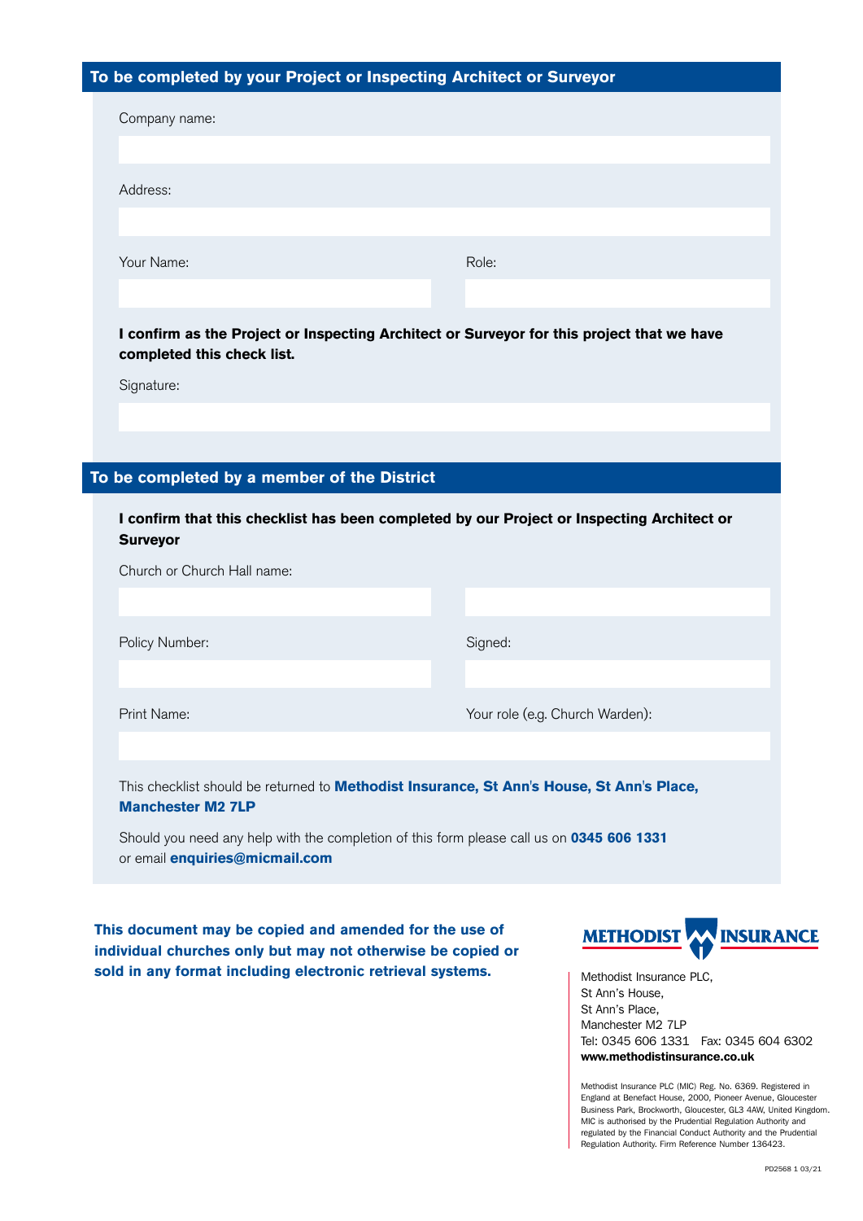## To be completed by your Project or Inspecting Architect or Surveyor

Company name:

Address:

Your Name:

Role:

**I confirm as the Project or Inspecting Architect or Surveyor for this project that we have completed this check list.**

Signature:

## To be completed by a member of the District

**I confirm that this checklist has been completed by our Project or Inspecting Architect or Surveyor**

Church or Church Hall name:

Policy Number:

Signed:

Print Name:

Your role (e.g. Church Warden):

This checklist should be returned to **Methodist Insurance, St Ann's House, St Ann's Place, Manchester M2 7LP**

Should you need any help with the completion of this form please call us on **0345 606 1331** or email **enquiries@micmail.com**

**This document may be copied and amended for the use of individual churches only but may not otherwise be copied or sold in any format including electronic retrieval systems.**

METHODIST INSURANCE

Methodist Insurance PLC,
St Ann's House,
St Ann's Place,
Manchester M2 7LP
Tel: 0345 606 1331 Fax: 0345 604 6302
**www.methodistinsurance.co.uk**

Methodist Insurance PLC (MIC) Reg. No. 6369. Registered in England at Benefact House, 2000, Pioneer Avenue, Gloucester Business Park, Brockworth, Gloucester, GL3 4AW, United Kingdom. MIC is authorised by the Prudential Regulation Authority and regulated by the Financial Conduct Authority and the Prudential Regulation Authority. Firm Reference Number 136423.

PD2568 1 03/21